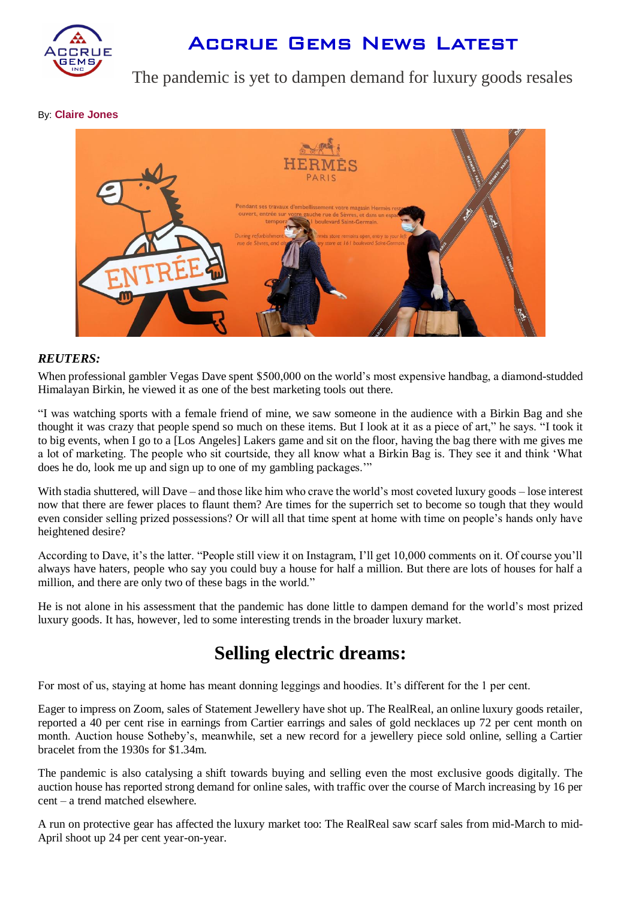# Accrue Gems News Latest

The pandemic is yet to dampen demand for luxury goods resales

By: **Claire Jones**

***REUTERS:***

When professional gambler Vegas Dave spent $500,000 on the world's most expensive handbag, a diamond-studded Himalayan Birkin, he viewed it as one of the best marketing tools out there.

"I was watching sports with a female friend of mine, we saw someone in the audience with a Birkin Bag and she thought it was crazy that people spend so much on these items. But I look at it as a piece of art," he says. "I took it to big events, when I go to a [Los Angeles] Lakers game and sit on the floor, having the bag there with me gives me a lot of marketing. The people who sit courtside, they all know what a Birkin Bag is. They see it and think 'What does he do, look me up and sign up to one of my gambling packages.'"

With stadia shuttered, will Dave – and those like him who crave the world's most coveted luxury goods – lose interest now that there are fewer places to flaunt them? Are times for the superrich set to become so tough that they would even consider selling prized possessions? Or will all that time spent at home with time on people's hands only have heightened desire?

According to Dave, it's the latter. "People still view it on Instagram, I'll get 10,000 comments on it. Of course you'll always have haters, people who say you could buy a house for half a million. But there are lots of houses for half a million, and there are only two of these bags in the world."

He is not alone in his assessment that the pandemic has done little to dampen demand for the world's most prized luxury goods. It has, however, led to some interesting trends in the broader luxury market.

## Selling electric dreams:

For most of us, staying at home has meant donning leggings and hoodies. It's different for the 1 per cent.

Eager to impress on Zoom, sales of Statement Jewellery have shot up. The RealReal, an online luxury goods retailer, reported a 40 per cent rise in earnings from Cartier earrings and sales of gold necklaces up 72 per cent month on month. Auction house Sotheby's, meanwhile, set a new record for a jewellery piece sold online, selling a Cartier bracelet from the 1930s for $1.34m.

The pandemic is also catalysing a shift towards buying and selling even the most exclusive goods digitally. The auction house has reported strong demand for online sales, with traffic over the course of March increasing by 16 per cent – a trend matched elsewhere.

A run on protective gear has affected the luxury market too: The RealReal saw scarf sales from mid-March to mid-April shoot up 24 per cent year-on-year.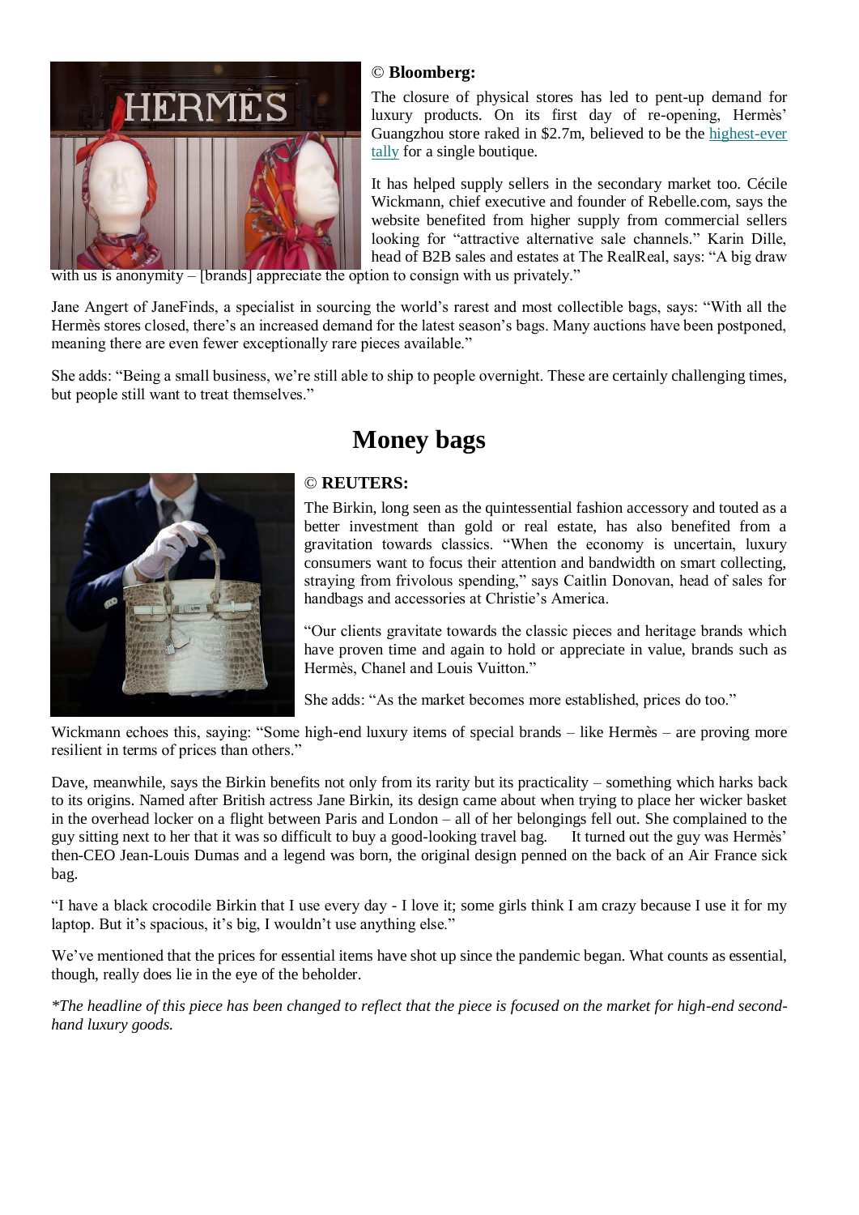© **Bloomberg:**

The closure of physical stores has led to pent-up demand for luxury products. On its first day of re-opening, Hermès' Guangzhou store raked in $2.7m, believed to be the highest-ever tally for a single boutique.

It has helped supply sellers in the secondary market too. Cécile Wickmann, chief executive and founder of Rebelle.com, says the website benefited from higher supply from commercial sellers looking for "attractive alternative sale channels." Karin Dille, head of B2B sales and estates at The RealReal, says: "A big draw with us is anonymity – [brands] appreciate the option to consign with us privately."

Jane Angert of JaneFinds, a specialist in sourcing the world's rarest and most collectible bags, says: "With all the Hermès stores closed, there's an increased demand for the latest season's bags. Many auctions have been postponed, meaning there are even fewer exceptionally rare pieces available."

She adds: "Being a small business, we're still able to ship to people overnight. These are certainly challenging times, but people still want to treat themselves."

## Money bags

© **REUTERS:**

The Birkin, long seen as the quintessential fashion accessory and touted as a better investment than gold or real estate, has also benefited from a gravitation towards classics. "When the economy is uncertain, luxury consumers want to focus their attention and bandwidth on smart collecting, straying from frivolous spending," says Caitlin Donovan, head of sales for handbags and accessories at Christie's America.

"Our clients gravitate towards the classic pieces and heritage brands which have proven time and again to hold or appreciate in value, brands such as Hermès, Chanel and Louis Vuitton."

She adds: "As the market becomes more established, prices do too."

Wickmann echoes this, saying: "Some high-end luxury items of special brands – like Hermès – are proving more resilient in terms of prices than others."

Dave, meanwhile, says the Birkin benefits not only from its rarity but its practicality – something which harks back to its origins. Named after British actress Jane Birkin, its design came about when trying to place her wicker basket in the overhead locker on a flight between Paris and London – all of her belongings fell out. She complained to the guy sitting next to her that it was so difficult to buy a good-looking travel bag. It turned out the guy was Hermès' then-CEO Jean-Louis Dumas and a legend was born, the original design penned on the back of an Air France sick bag.

"I have a black crocodile Birkin that I use every day - I love it; some girls think I am crazy because I use it for my laptop. But it's spacious, it's big, I wouldn't use anything else."

We've mentioned that the prices for essential items have shot up since the pandemic began. What counts as essential, though, really does lie in the eye of the beholder.

*\*The headline of this piece has been changed to reflect that the piece is focused on the market for high-end second-hand luxury goods.*